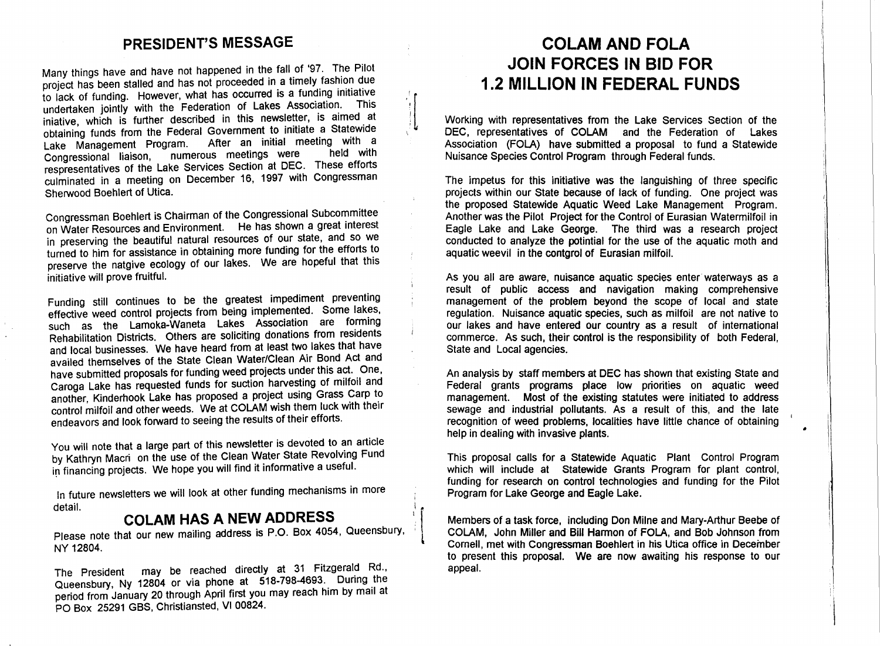## PRESIDENT'S MESSAGE

Many things have and have not happened in the fall of '97. The Pilot project has been stalled and has not proceeded in a timely fashion due to lack of funding. However, what has occurred is a funding initiative undertaken jointly with the Federation of Lakes Association. This iniative, which is further described in this newsletter, is aimed at obtaining funds from the Federal Government to initiate a Statewide Lake Management Program. After an initial meeting with a Congressional liaison, numerous meetings were held with respresentatives of the Lake Services Section at DEC. These efforts culminated in a meeting on December 16, 1997 with Congressman Sherwood Boehlert of Utica.

Congressman Boehlert is Chairman of the Congressional Subcommittee on Water Resources and Environment. He has shown a great interest in preserving the beautiful natural resources of our state, and so we turned to him for assistance in obtaining more funding for the efforts to preserve the natgive ecology of our lakes. We are hopeful that this initiative will prove fruitful.

Funding still continues to be the greatest impediment preventing effective weed control projects from being implemented. Some lakes, such as the Lamoka-Waneta Lakes Association are forming Rehabilitation Districts. Others are soliciting donations from residents and local businesses. We have heard from at least two lakes that have availed themselves of the State Clean Water/Clean Air Bond Act and have submitted proposals for funding weed projects under this act. One, Caroga Lake has requested funds for suction harvesting of milfoil and another, Kinderhook Lake has proposed a project using Grass Carp to control milfoil and other weeds. We at COLAM wish them luck with their endeavors and look forward to seeing the results of their efforts.

You will note that a large part of this newsletter is devoted to an article by Kathryn Macri on the use of the Clean Water State Revolving Fund in financing projects. We hope you will find it informative a useful.

In future newsletters we will look at other funding mechanisms in more detail.

## COLAM HAS A NEW ADDRESS

Please note that our new mailing address is P.O. Box 4054, Queensbury, NY 12804.

The President may be reached directly at 31 Fitzgerald Rd., Queensbury, Ny 12804 or via phone at 518-798-4693. During the period from January 20 through April first you may reach him by mail at PO Box 25291 GBS, Christiansted, VI 00824.

## COLAM AND FOLA JOIN FORCES IN BID FOR 1.2 MILLION IN FEDERAL FUNDS

Working with representatives from the Lake Services Section of the DEC, representatives of COLAM and the Federation of Lakes Association (FOLA) have submitted a proposal to fund a Statewide Nuisance Species Control Program through Federal funds.

The impetus for this initiative was the languishing of three specific projects within our State because of lack of funding. One project was the proposed Statewide Aquatic Weed Lake Management Program. Another was the Pilot Project for the Control of Eurasian Watermilfoil in Eagle Lake and Lake George. The third was a research project conducted to analyze the potintial for the use of the aquatic moth and aquatic weevil in the contgrol of Eurasian milfoil.

As you all are aware, nuisance aquatic species enter waterways as a result of public access and navigation making comprehensive management of the problem beyond the scope of local and state regulation. Nuisance aquatic species, such as milfoil are not native to our lakes and have entered our country as a result of international commerce. As such, their control is the responsibility of both Federal, State and Local agencies.

An analysis by staff members at DEC has shown that existing State and Federal grants programs place low priorities on aquatic weed management. Most of the existing statutes were initiated to address sewage and industrial pollutants. As a result of this, and the late recognition of weed problems, localities have little chance of obtaining help in dealing with invasive plants.

This proposal calls for a Statewide Aquatic Plant Control Program which will include at Statewide Grants Program for plant control, funding for research on control technologies and funding for the Pilot Program for Lake George and Eagle Lake.

Members of a task force, including Don Milne and Mary-Arthur Beebe of COLAM, John Miller and Bill Harmon of FOLA, and Bob Johnson from Cornell, met with Congressman Boehlert in his Utica office in December to present this proposal. We are now awaiting his response to our appeal.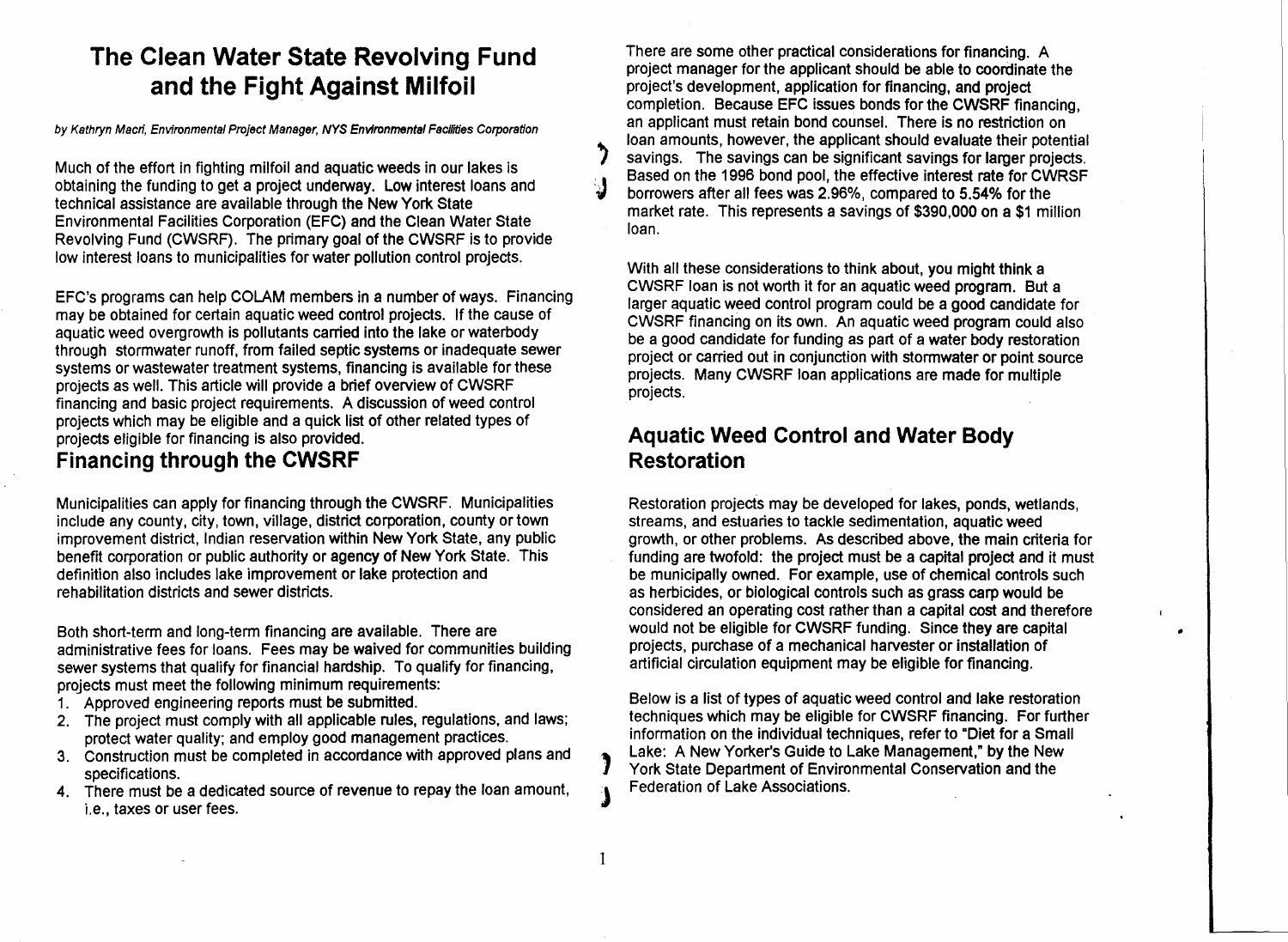# The Clean Water State Revolving Fund and the Fight Against Milfoil

*by Kathryn Macri, Environmental Project Manager, NYS Environmental Facilities Corporation*

Much of the effort in fighting milfoil and aquatic weeds in our lakes is obtaining the funding to get a project underway. Low interest loans and technical assistance are available through the New York State Environmental Facilities Corporation (EFC) and the Clean Water State Revolving Fund (CWSRF). The primary goal of the CWSRF is to provide low interest loans to municipalities for water pollution control projects.

EFC's programs can help COLAM members in a number of ways. Financing may be obtained for certain aquatic weed control projects. If the cause of aquatic weed overgrowth is pollutants carried into the lake or waterbody through stormwater runoff, from failed septic systems or inadequate sewer systems or wastewater treatment systems, financing is available for these projects as well. This article will provide a brief overview of CWSRF financing and basic project requirements. A discussion of weed control projects which may be eligible and a quick list of other related types of projects eligible for financing is also provided.

## Financing through the CWSRF

Municipalities can apply for financing through the CWSRF. Municipalities include any county, city, town, village, district corporation, county or town improvement district, Indian reservation within New York State, any public benefit corporation or public authority or agency of New York State. This definition also includes lake improvement or lake protection and rehabilitation districts and sewer districts.

Both short-term and long-term financing are available. There are administrative fees for loans. Fees may be waived for communities building sewer systems that qualify for financial hardship. To qualify for financing, projects must meet the following minimum requirements:

1. Approved engineering reports must be submitted.
2. The project must comply with all applicable rules, regulations, and laws; protect water quality; and employ good management practices.
3. Construction must be completed in accordance with approved plans and specifications.
4. There must be a dedicated source of revenue to repay the loan amount, i.e., taxes or user fees.

There are some other practical considerations for financing. A project manager for the applicant should be able to coordinate the project's development, application for financing, and project completion. Because EFC issues bonds for the CWSRF financing, an applicant must retain bond counsel. There is no restriction on loan amounts, however, the applicant should evaluate their potential savings. The savings can be significant savings for larger projects. Based on the 1996 bond pool, the effective interest rate for CWRSF borrowers after all fees was 2.96%, compared to 5.54% for the market rate. This represents a savings of $390,000 on a $1 million loan.

With all these considerations to think about, you might think a CWSRF loan is not worth it for an aquatic weed program. But a larger aquatic weed control program could be a good candidate for CWSRF financing on its own. An aquatic weed program could also be a good candidate for funding as part of a water body restoration project or carried out in conjunction with stormwater or point source projects. Many CWSRF loan applications are made for multiple projects.

## Aquatic Weed Control and Water Body Restoration

Restoration projects may be developed for lakes, ponds, wetlands, streams, and estuaries to tackle sedimentation, aquatic weed growth, or other problems. As described above, the main criteria for funding are twofold: the project must be a capital project and it must be municipally owned. For example, use of chemical controls such as herbicides, or biological controls such as grass carp would be considered an operating cost rather than a capital cost and therefore would not be eligible for CWSRF funding. Since they are capital projects, purchase of a mechanical harvester or installation of artificial circulation equipment may be eligible for financing.

Below is a list of types of aquatic weed control and lake restoration techniques which may be eligible for CWSRF financing. For further information on the individual techniques, refer to "Diet for a Small Lake: A New Yorker's Guide to Lake Management," by the New York State Department of Environmental Conservation and the Federation of Lake Associations.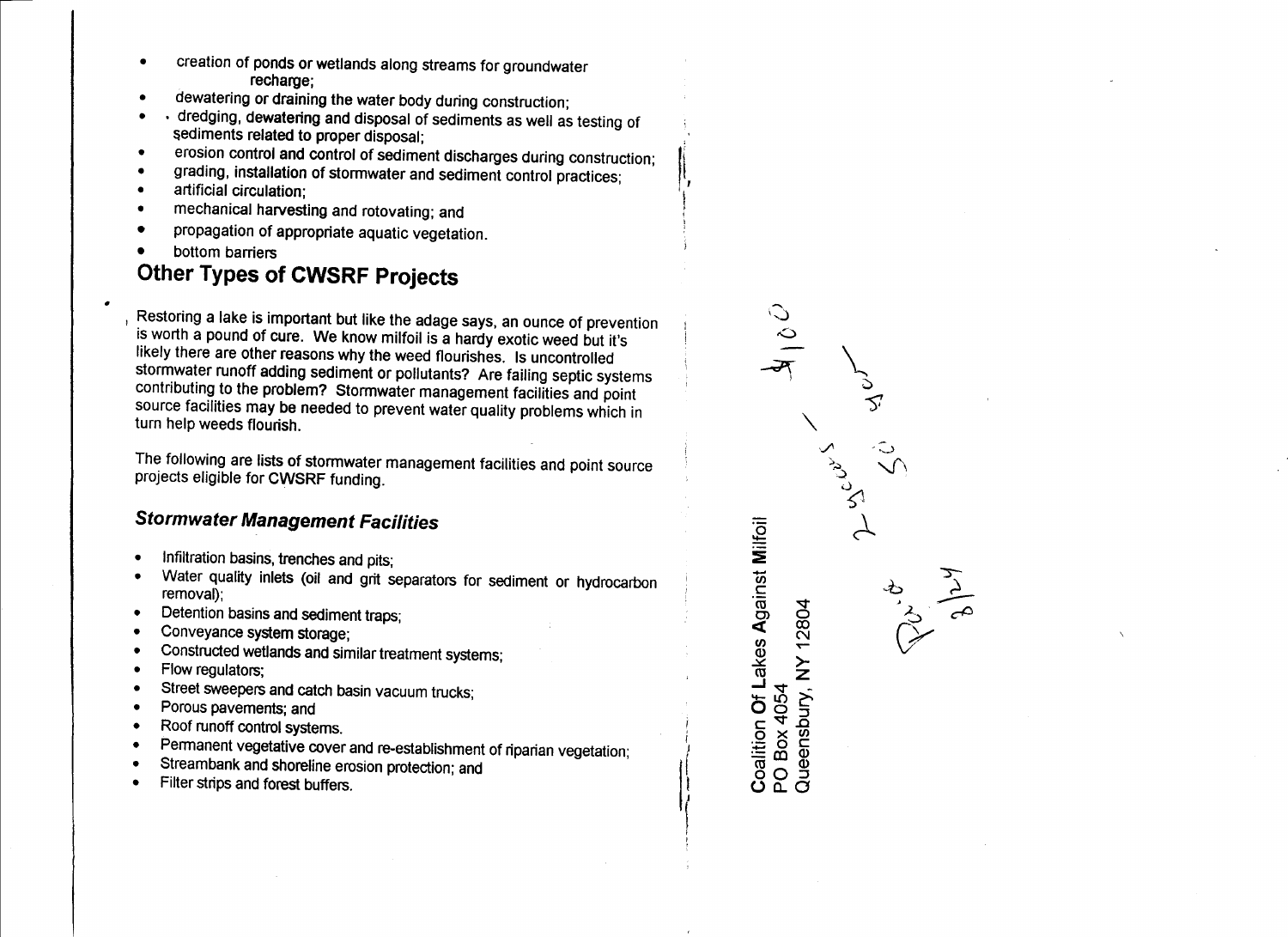- creation of ponds or wetlands along streams for groundwater recharge;
- dewatering or draining the water body during construction;
- dredging, dewatering and disposal of sediments as well as testing of sediments related to proper disposal;
- erosion control and control of sediment discharges during construction;
- grading, installation of stormwater and sediment control practices;
- artificial circulation;
- mechanical harvesting and rotovating; and
- propagation of appropriate aquatic vegetation.
- bottom barriers

## Other Types of CWSRF Projects

Restoring a lake is important but like the adage says, an ounce of prevention is worth a pound of cure. We know milfoil is a hardy exotic weed but it's likely there are other reasons why the weed flourishes. Is uncontrolled stormwater runoff adding sediment or pollutants? Are failing septic systems contributing to the problem? Stormwater management facilities and point source facilities may be needed to prevent water quality problems which in turn help weeds flourish.

The following are lists of stormwater management facilities and point source projects eligible for CWSRF funding.

### *Stormwater Management Facilities*

- Infiltration basins, trenches and pits;
- Water quality inlets (oil and grit separators for sediment or hydrocarbon removal);
- Detention basins and sediment traps;
- Conveyance system storage;
- Constructed wetlands and similar treatment systems;
- Flow regulators;
- Street sweepers and catch basin vacuum trucks;
- Porous pavements; and
- Roof runoff control systems.
- Permanent vegetative cover and re-establishment of riparian vegetation;
- Streambank and shoreline erosion protection; and
- Filter strips and forest buffers.

**C**oalition **O**f **L**akes **A**gainst **M**ilfoil
PO Box 4054
Queensbury, NY 12804